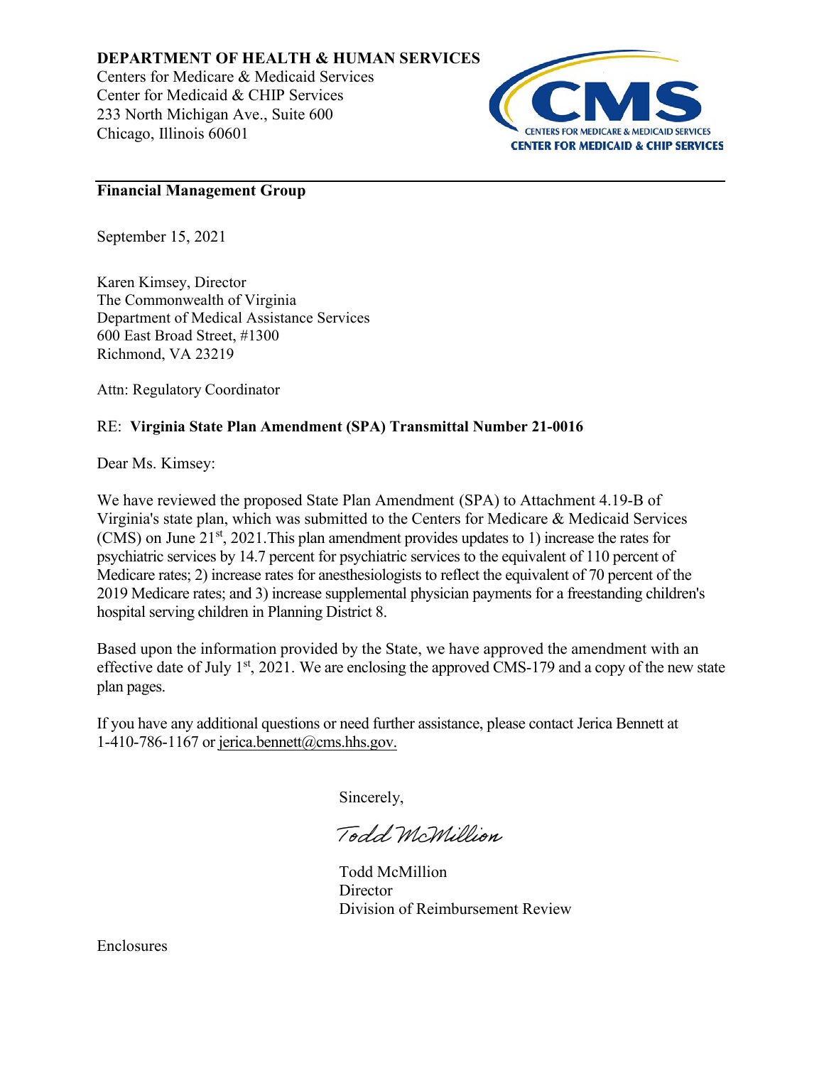**DEPARTMENT OF HEALTH & HUMAN SERVICES**
Centers for Medicare & Medicaid Services
Center for Medicaid & CHIP Services
233 North Michigan Ave., Suite 600
Chicago, Illinois 60601

CMS
CENTERS FOR MEDICARE & MEDICAID SERVICES
CENTER FOR MEDICAID & CHIP SERVICES

---

**Financial Management Group**

September 15, 2021

Karen Kimsey, Director
The Commonwealth of Virginia
Department of Medical Assistance Services
600 East Broad Street, #1300
Richmond, VA 23219

Attn: Regulatory Coordinator

RE: **Virginia State Plan Amendment (SPA) Transmittal Number 21-0016**

Dear Ms. Kimsey:

We have reviewed the proposed State Plan Amendment (SPA) to Attachment 4.19-B of Virginia's state plan, which was submitted to the Centers for Medicare & Medicaid Services (CMS) on June 21st, 2021.This plan amendment provides updates to 1) increase the rates for psychiatric services by 14.7 percent for psychiatric services to the equivalent of 110 percent of Medicare rates; 2) increase rates for anesthesiologists to reflect the equivalent of 70 percent of the 2019 Medicare rates; and 3) increase supplemental physician payments for a freestanding children's hospital serving children in Planning District 8.

Based upon the information provided by the State, we have approved the amendment with an effective date of July 1st, 2021. We are enclosing the approved CMS-179 and a copy of the new state plan pages.

If you have any additional questions or need further assistance, please contact Jerica Bennett at 1-410-786-1167 or jerica.bennett@cms.hhs.gov.

Sincerely,

*Todd McMillion*

Todd McMillion
Director
Division of Reimbursement Review

Enclosures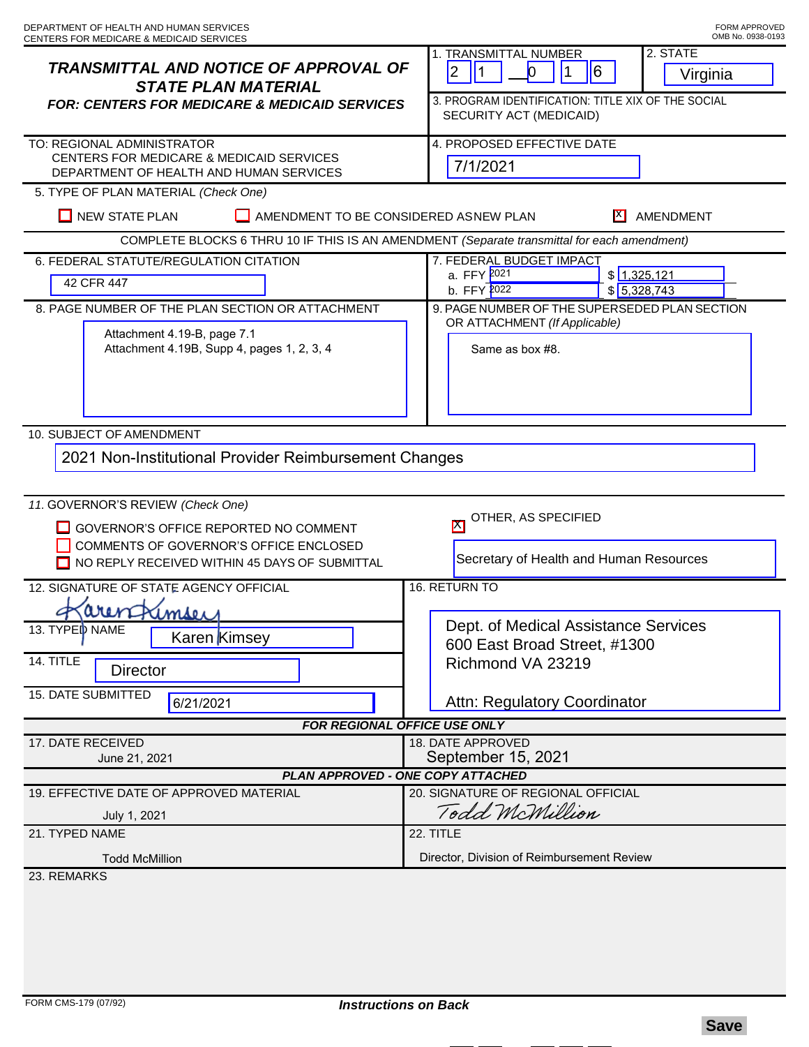DEPARTMENT OF HEALTH AND HUMAN SERVICES
CENTERS FOR MEDICARE & MEDICAID SERVICES

FORM APPROVED
OMB No. 0938-0193

## TRANSMITTAL AND NOTICE OF APPROVAL OF STATE PLAN MATERIAL

**FOR: CENTERS FOR MEDICARE & MEDICAID SERVICES**

1. TRANSMITTAL NUMBER: 21-016

2. STATE: Virginia

3. PROGRAM IDENTIFICATION: TITLE XIX OF THE SOCIAL SECURITY ACT (MEDICAID)

TO: REGIONAL ADMINISTRATOR
CENTERS FOR MEDICARE & MEDICAID SERVICES
DEPARTMENT OF HEALTH AND HUMAN SERVICES

4. PROPOSED EFFECTIVE DATE: 7/1/2021

5. TYPE OF PLAN MATERIAL *(Check One)*

- [ ] NEW STATE PLAN
- [ ] AMENDMENT TO BE CONSIDERED AS NEW PLAN
- [x] AMENDMENT

COMPLETE BLOCKS 6 THRU 10 IF THIS IS AN AMENDMENT *(Separate transmittal for each amendment)*

6. FEDERAL STATUTE/REGULATION CITATION: 42 CFR 447

7. FEDERAL BUDGET IMPACT
   a. FFY 2021 $ 1,325,121
   b. FFY 2022 $ 5,328,743

8. PAGE NUMBER OF THE PLAN SECTION OR ATTACHMENT:
Attachment 4.19-B, page 7.1
Attachment 4.19B, Supp 4, pages 1, 2, 3, 4

9. PAGE NUMBER OF THE SUPERSEDED PLAN SECTION OR ATTACHMENT *(If Applicable)*: Same as box #8.

10. SUBJECT OF AMENDMENT: 2021 Non-Institutional Provider Reimbursement Changes

11. GOVERNOR'S REVIEW *(Check One)*

- [ ] GOVERNOR'S OFFICE REPORTED NO COMMENT
- [ ] COMMENTS OF GOVERNOR'S OFFICE ENCLOSED
- [ ] NO REPLY RECEIVED WITHIN 45 DAYS OF SUBMITTAL
- [x] OTHER, AS SPECIFIED: Secretary of Health and Human Resources

12. SIGNATURE OF STATE AGENCY OFFICIAL: Karen Kimsey

13. TYPED NAME: Karen Kimsey

14. TITLE: Director

15. DATE SUBMITTED: 6/21/2021

16. RETURN TO:
Dept. of Medical Assistance Services
600 East Broad Street, #1300
Richmond VA 23219

Attn: Regulatory Coordinator

**FOR REGIONAL OFFICE USE ONLY**

17. DATE RECEIVED: June 21, 2021

18. DATE APPROVED: September 15, 2021

**PLAN APPROVED - ONE COPY ATTACHED**

19. EFFECTIVE DATE OF APPROVED MATERIAL: July 1, 2021

20. SIGNATURE OF REGIONAL OFFICIAL: Todd McMillion

21. TYPED NAME: Todd McMillion

22. TITLE: Director, Division of Reimbursement Review

23. REMARKS

FORM CMS-179 (07/92)

***Instructions on Back***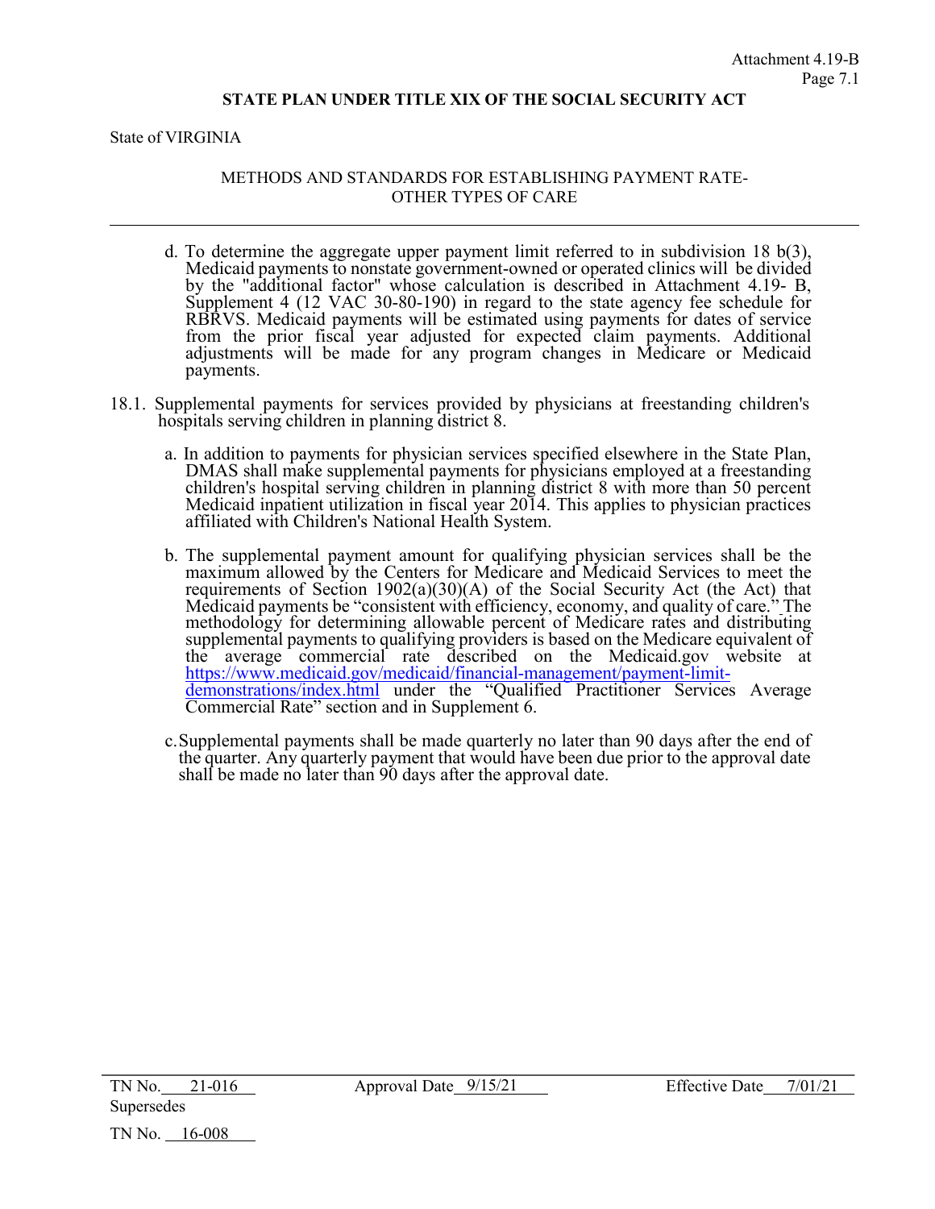STATE PLAN UNDER TITLE XIX OF THE SOCIAL SECURITY ACT

State of VIRGINIA

METHODS AND STANDARDS FOR ESTABLISHING PAYMENT RATE-OTHER TYPES OF CARE

---

d. To determine the aggregate upper payment limit referred to in subdivision 18 b(3), Medicaid payments to nonstate government-owned or operated clinics will be divided by the "additional factor" whose calculation is described in Attachment 4.19- B, Supplement 4 (12 VAC 30-80-190) in regard to the state agency fee schedule for RBRVS. Medicaid payments will be estimated using payments for dates of service from the prior fiscal year adjusted for expected claim payments. Additional adjustments will be made for any program changes in Medicare or Medicaid payments.

18.1. Supplemental payments for services provided by physicians at freestanding children's hospitals serving children in planning district 8.

a. In addition to payments for physician services specified elsewhere in the State Plan, DMAS shall make supplemental payments for physicians employed at a freestanding children's hospital serving children in planning district 8 with more than 50 percent Medicaid inpatient utilization in fiscal year 2014. This applies to physician practices affiliated with Children's National Health System.

b. The supplemental payment amount for qualifying physician services shall be the maximum allowed by the Centers for Medicare and Medicaid Services to meet the requirements of Section 1902(a)(30)(A) of the Social Security Act (the Act) that Medicaid payments be "consistent with efficiency, economy, and quality of care." The methodology for determining allowable percent of Medicare rates and distributing supplemental payments to qualifying providers is based on the Medicare equivalent of the average commercial rate described on the Medicaid.gov website at [https://www.medicaid.gov/medicaid/financial-management/payment-limit-demonstrations/index.html](https://www.medicaid.gov/medicaid/financial-management/payment-limit-demonstrations/index.html) under the "Qualified Practitioner Services Average Commercial Rate" section and in Supplement 6.

c. Supplemental payments shall be made quarterly no later than 90 days after the end of the quarter. Any quarterly payment that would have been due prior to the approval date shall be made no later than 90 days after the approval date.

| TN No. 21-016 | Approval Date 9/15/21 | Effective Date 7/01/21 |
|---|---|---|
| Supersedes | | |
| TN No. 16-008 | | |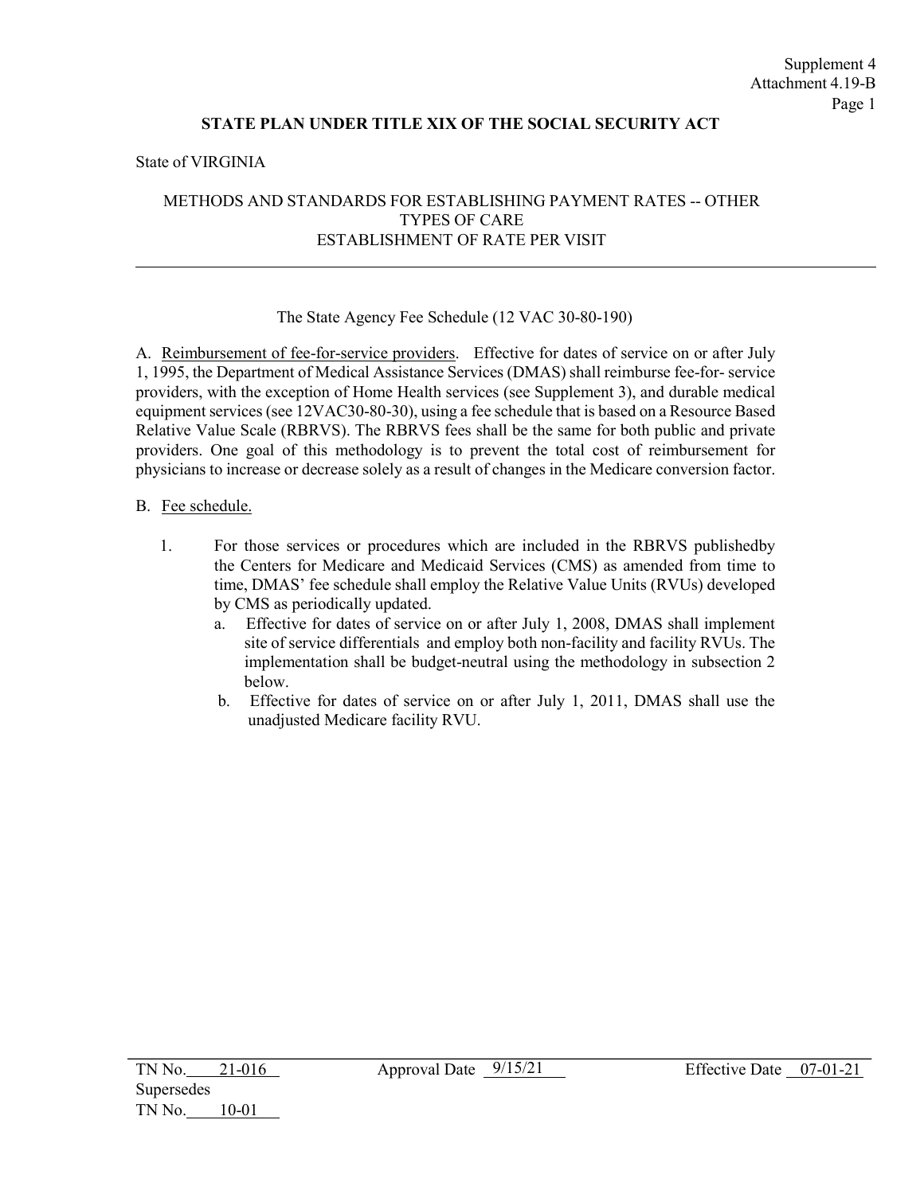Supplement 4
Attachment 4.19-B

**STATE PLAN UNDER TITLE XIX OF THE SOCIAL SECURITY ACT**

State of VIRGINIA

METHODS AND STANDARDS FOR ESTABLISHING PAYMENT RATES -- OTHER TYPES OF CARE
ESTABLISHMENT OF RATE PER VISIT

---

The State Agency Fee Schedule (12 VAC 30-80-190)

A. Reimbursement of fee-for-service providers. Effective for dates of service on or after July 1, 1995, the Department of Medical Assistance Services (DMAS) shall reimburse fee-for- service providers, with the exception of Home Health services (see Supplement 3), and durable medical equipment services (see 12VAC30-80-30), using a fee schedule that is based on a Resource Based Relative Value Scale (RBRVS). The RBRVS fees shall be the same for both public and private providers. One goal of this methodology is to prevent the total cost of reimbursement for physicians to increase or decrease solely as a result of changes in the Medicare conversion factor.

B. Fee schedule.

1. For those services or procedures which are included in the RBRVS publishedby the Centers for Medicare and Medicaid Services (CMS) as amended from time to time, DMAS' fee schedule shall employ the Relative Value Units (RVUs) developed by CMS as periodically updated.
   a. Effective for dates of service on or after July 1, 2008, DMAS shall implement site of service differentials and employ both non-facility and facility RVUs. The implementation shall be budget-neutral using the methodology in subsection 2 below.
   b. Effective for dates of service on or after July 1, 2011, DMAS shall use the unadjusted Medicare facility RVU.

| TN No. 21-016 | Approval Date 9/15/21 | Effective Date 07-01-21 |
|---|---|---|
| Supersedes TN No. 10-01 | | |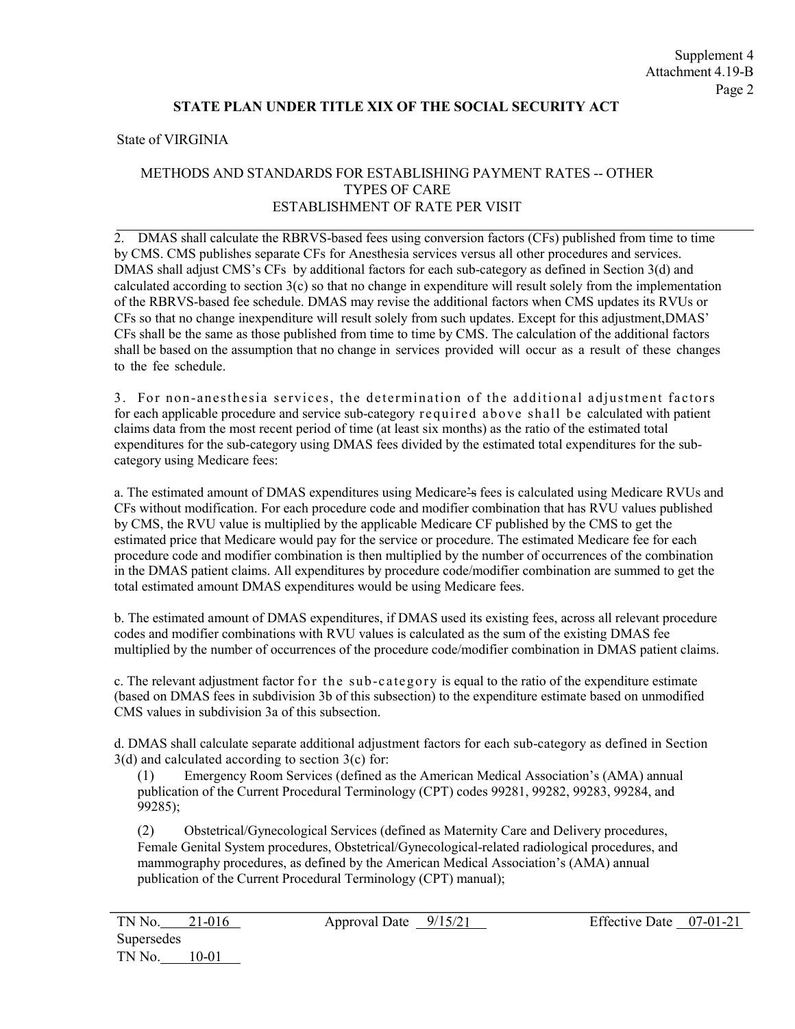**STATE PLAN UNDER TITLE XIX OF THE SOCIAL SECURITY ACT**

State of VIRGINIA

METHODS AND STANDARDS FOR ESTABLISHING PAYMENT RATES -- OTHER TYPES OF CARE
ESTABLISHMENT OF RATE PER VISIT

2. DMAS shall calculate the RBRVS-based fees using conversion factors (CFs) published from time to time by CMS. CMS publishes separate CFs for Anesthesia services versus all other procedures and services. DMAS shall adjust CMS's CFs by additional factors for each sub-category as defined in Section 3(d) and calculated according to section 3(c) so that no change in expenditure will result solely from the implementation of the RBRVS-based fee schedule. DMAS may revise the additional factors when CMS updates its RVUs or CFs so that no change inexpenditure will result solely from such updates. Except for this adjustment,DMAS' CFs shall be the same as those published from time to time by CMS. The calculation of the additional factors shall be based on the assumption that no change in services provided will occur as a result of these changes to the fee schedule.

3. For non-anesthesia services, the determination of the additional adjustment factors for each applicable procedure and service sub-category required above shall be calculated with patient claims data from the most recent period of time (at least six months) as the ratio of the estimated total expenditures for the sub-category using DMAS fees divided by the estimated total expenditures for the sub-category using Medicare fees:

a. The estimated amount of DMAS expenditures using Medicare's fees is calculated using Medicare RVUs and CFs without modification. For each procedure code and modifier combination that has RVU values published by CMS, the RVU value is multiplied by the applicable Medicare CF published by the CMS to get the estimated price that Medicare would pay for the service or procedure. The estimated Medicare fee for each procedure code and modifier combination is then multiplied by the number of occurrences of the combination in the DMAS patient claims. All expenditures by procedure code/modifier combination are summed to get the total estimated amount DMAS expenditures would be using Medicare fees.

b. The estimated amount of DMAS expenditures, if DMAS used its existing fees, across all relevant procedure codes and modifier combinations with RVU values is calculated as the sum of the existing DMAS fee multiplied by the number of occurrences of the procedure code/modifier combination in DMAS patient claims.

c. The relevant adjustment factor for the sub-category is equal to the ratio of the expenditure estimate (based on DMAS fees in subdivision 3b of this subsection) to the expenditure estimate based on unmodified CMS values in subdivision 3a of this subsection.

d. DMAS shall calculate separate additional adjustment factors for each sub-category as defined in Section 3(d) and calculated according to section 3(c) for:

(1) Emergency Room Services (defined as the American Medical Association's (AMA) annual publication of the Current Procedural Terminology (CPT) codes 99281, 99282, 99283, 99284, and 99285);

(2) Obstetrical/Gynecological Services (defined as Maternity Care and Delivery procedures, Female Genital System procedures, Obstetrical/Gynecological-related radiological procedures, and mammography procedures, as defined by the American Medical Association's (AMA) annual publication of the Current Procedural Terminology (CPT) manual);

| TN No. 21-016 | Approval Date 9/15/21 | Effective Date 07-01-21 |
|---|---|---|
| Supersedes | | |
| TN No. 10-01 | | |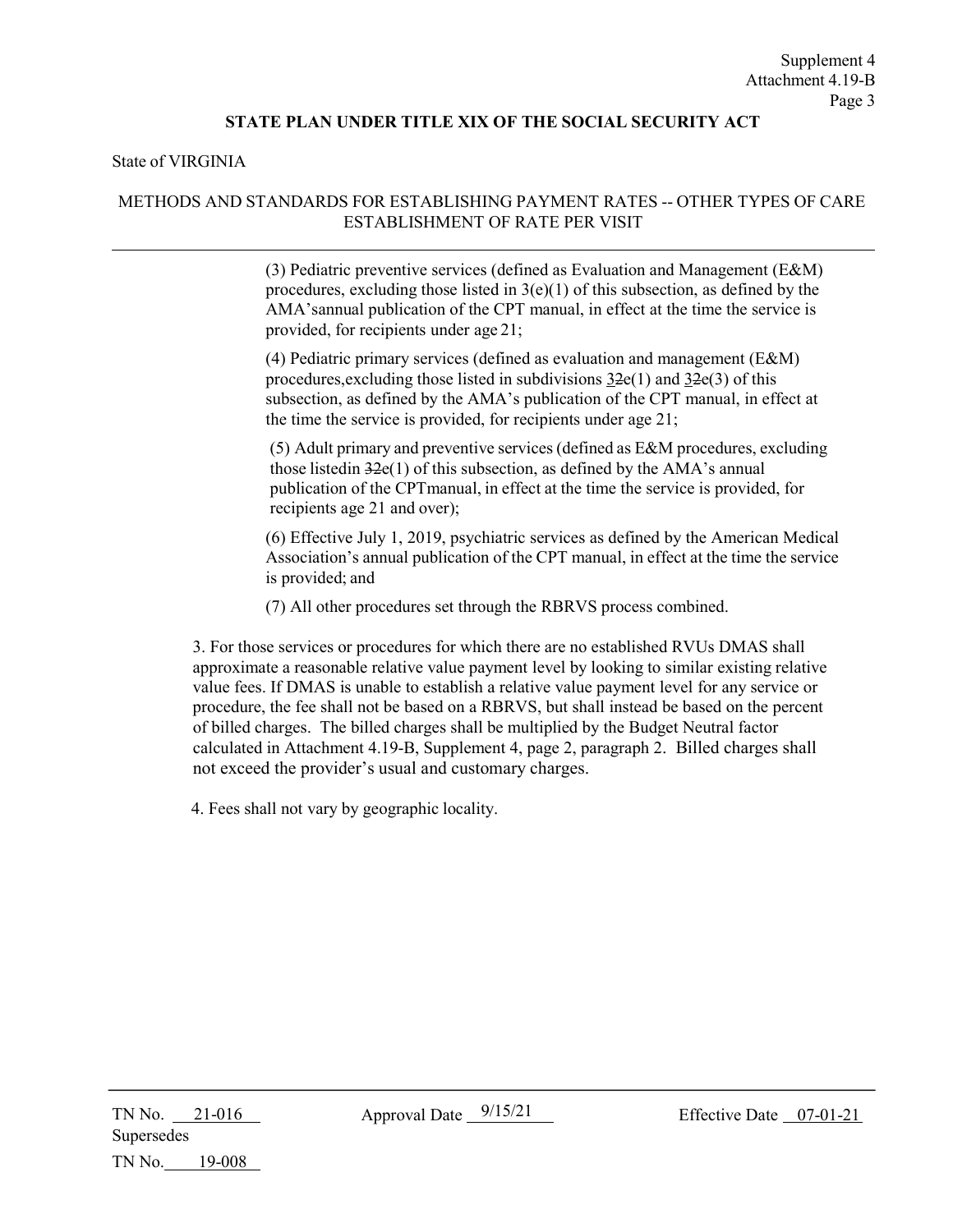STATE PLAN UNDER TITLE XIX OF THE SOCIAL SECURITY ACT

State of VIRGINIA

METHODS AND STANDARDS FOR ESTABLISHING PAYMENT RATES -- OTHER TYPES OF CARE
ESTABLISHMENT OF RATE PER VISIT

(3) Pediatric preventive services (defined as Evaluation and Management (E&M) procedures, excluding those listed in 3(e)(1) of this subsection, as defined by the AMA'sannual publication of the CPT manual, in effect at the time the service is provided, for recipients under age 21;

(4) Pediatric primary services (defined as evaluation and management (E&M) procedures,excluding those listed in subdivisions 32e(1) and 32e(3) of this subsection, as defined by the AMA's publication of the CPT manual, in effect at the time the service is provided, for recipients under age 21;

(5) Adult primary and preventive services (defined as E&M procedures, excluding those listedin 32e(1) of this subsection, as defined by the AMA's annual publication of the CPTmanual, in effect at the time the service is provided, for recipients age 21 and over);

(6) Effective July 1, 2019, psychiatric services as defined by the American Medical Association's annual publication of the CPT manual, in effect at the time the service is provided; and

(7) All other procedures set through the RBRVS process combined.

3. For those services or procedures for which there are no established RVUs DMAS shall approximate a reasonable relative value payment level by looking to similar existing relative value fees. If DMAS is unable to establish a relative value payment level for any service or procedure, the fee shall not be based on a RBRVS, but shall instead be based on the percent of billed charges. The billed charges shall be multiplied by the Budget Neutral factor calculated in Attachment 4.19-B, Supplement 4, page 2, paragraph 2. Billed charges shall not exceed the provider's usual and customary charges.

4. Fees shall not vary by geographic locality.

TN No. 21-016 Approval Date 9/15/21 Effective Date 07-01-21
Supersedes
TN No. 19-008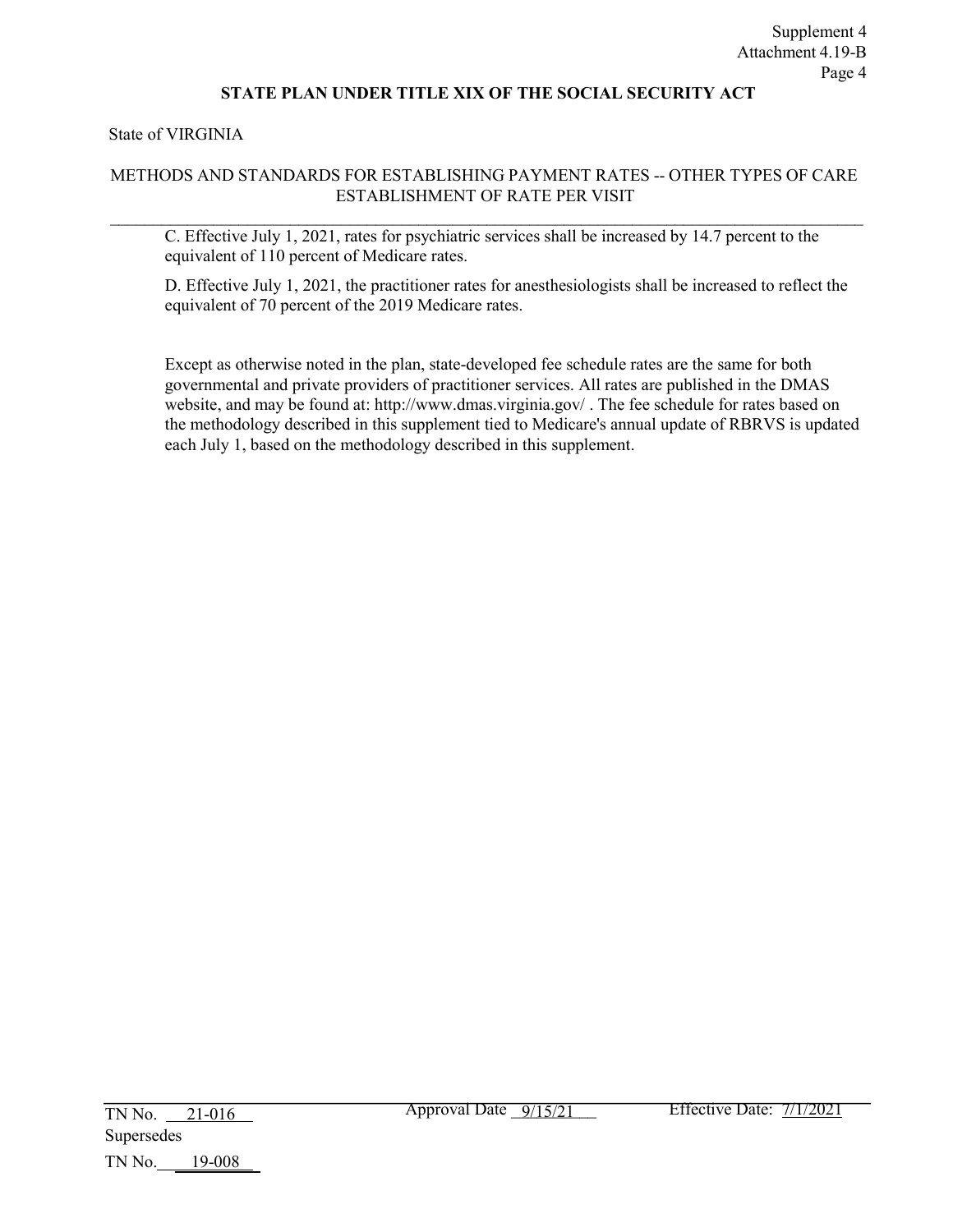**STATE PLAN UNDER TITLE XIX OF THE SOCIAL SECURITY ACT**

State of VIRGINIA

METHODS AND STANDARDS FOR ESTABLISHING PAYMENT RATES -- OTHER TYPES OF CARE
ESTABLISHMENT OF RATE PER VISIT

C. Effective July 1, 2021, rates for psychiatric services shall be increased by 14.7 percent to the equivalent of 110 percent of Medicare rates.

D. Effective July 1, 2021, the practitioner rates for anesthesiologists shall be increased to reflect the equivalent of 70 percent of the 2019 Medicare rates.

Except as otherwise noted in the plan, state-developed fee schedule rates are the same for both governmental and private providers of practitioner services. All rates are published in the DMAS website, and may be found at: http://www.dmas.virginia.gov/ . The fee schedule for rates based on the methodology described in this supplement tied to Medicare's annual update of RBRVS is updated each July 1, based on the methodology described in this supplement.

TN No. 21-016 Approval Date 9/15/21 Effective Date: 7/1/2021
Supersedes
TN No. 19-008